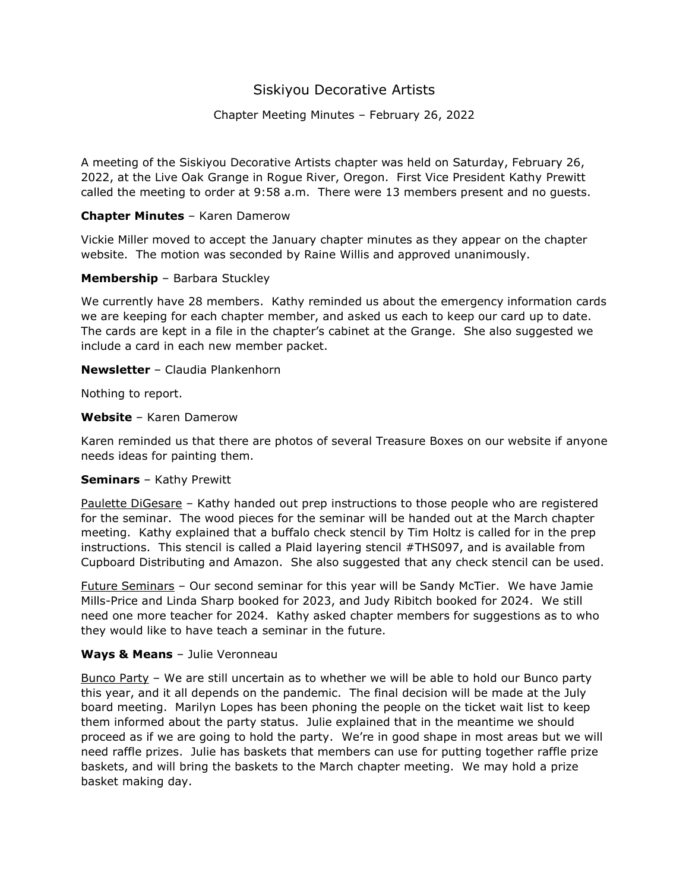# Siskiyou Decorative Artists

## Chapter Meeting Minutes – February 26, 2022

A meeting of the Siskiyou Decorative Artists chapter was held on Saturday, February 26, 2022, at the Live Oak Grange in Rogue River, Oregon. First Vice President Kathy Prewitt called the meeting to order at 9:58 a.m. There were 13 members present and no guests.

**Chapter Minutes** – Karen Damerow

Vickie Miller moved to accept the January chapter minutes as they appear on the chapter website. The motion was seconded by Raine Willis and approved unanimously.

**Membership** – Barbara Stuckley

We currently have 28 members. Kathy reminded us about the emergency information cards we are keeping for each chapter member, and asked us each to keep our card up to date. The cards are kept in a file in the chapter's cabinet at the Grange. She also suggested we include a card in each new member packet.

**Newsletter** – Claudia Plankenhorn

Nothing to report.

**Website** – Karen Damerow

Karen reminded us that there are photos of several Treasure Boxes on our website if anyone needs ideas for painting them.

**Seminars** – Kathy Prewitt

<u>Paulette DiGesare</u> – Kathy handed out prep instructions to those people who are registered for the seminar. The wood pieces for the seminar will be handed out at the March chapter meeting. Kathy explained that a buffalo check stencil by Tim Holtz is called for in the prep instructions. This stencil is called a Plaid layering stencil #THS097, and is available from Cupboard Distributing and Amazon. She also suggested that any check stencil can be used.

<u>Future Seminars</u> – Our second seminar for this year will be Sandy McTier. We have Jamie Mills-Price and Linda Sharp booked for 2023, and Judy Ribitch booked for 2024. We still need one more teacher for 2024. Kathy asked chapter members for suggestions as to who they would like to have teach a seminar in the future.

**Ways & Means** – Julie Veronneau

<u>Bunco Party</u> – We are still uncertain as to whether we will be able to hold our Bunco party this year, and it all depends on the pandemic. The final decision will be made at the July board meeting. Marilyn Lopes has been phoning the people on the ticket wait list to keep them informed about the party status. Julie explained that in the meantime we should proceed as if we are going to hold the party. We're in good shape in most areas but we will need raffle prizes. Julie has baskets that members can use for putting together raffle prize baskets, and will bring the baskets to the March chapter meeting. We may hold a prize basket making day.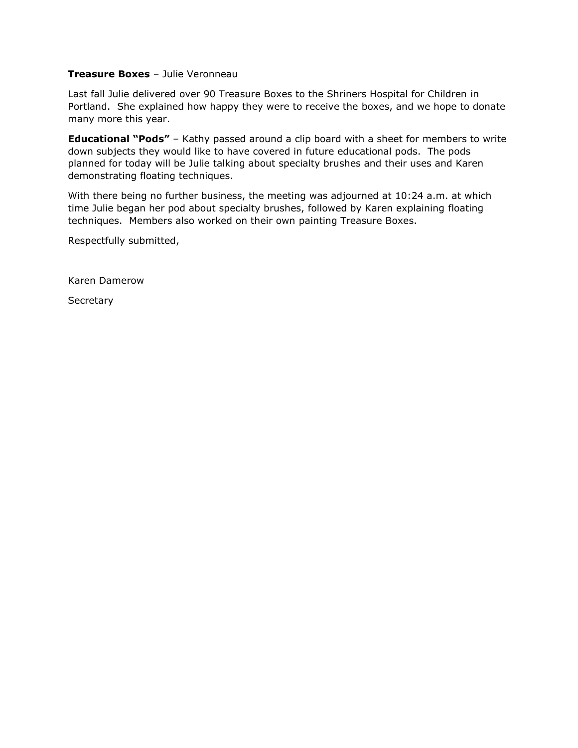**Treasure Boxes** – Julie Veronneau

Last fall Julie delivered over 90 Treasure Boxes to the Shriners Hospital for Children in Portland. She explained how happy they were to receive the boxes, and we hope to donate many more this year.

**Educational "Pods"** – Kathy passed around a clip board with a sheet for members to write down subjects they would like to have covered in future educational pods. The pods planned for today will be Julie talking about specialty brushes and their uses and Karen demonstrating floating techniques.

With there being no further business, the meeting was adjourned at 10:24 a.m. at which time Julie began her pod about specialty brushes, followed by Karen explaining floating techniques. Members also worked on their own painting Treasure Boxes.

Respectfully submitted,

Karen Damerow

Secretary